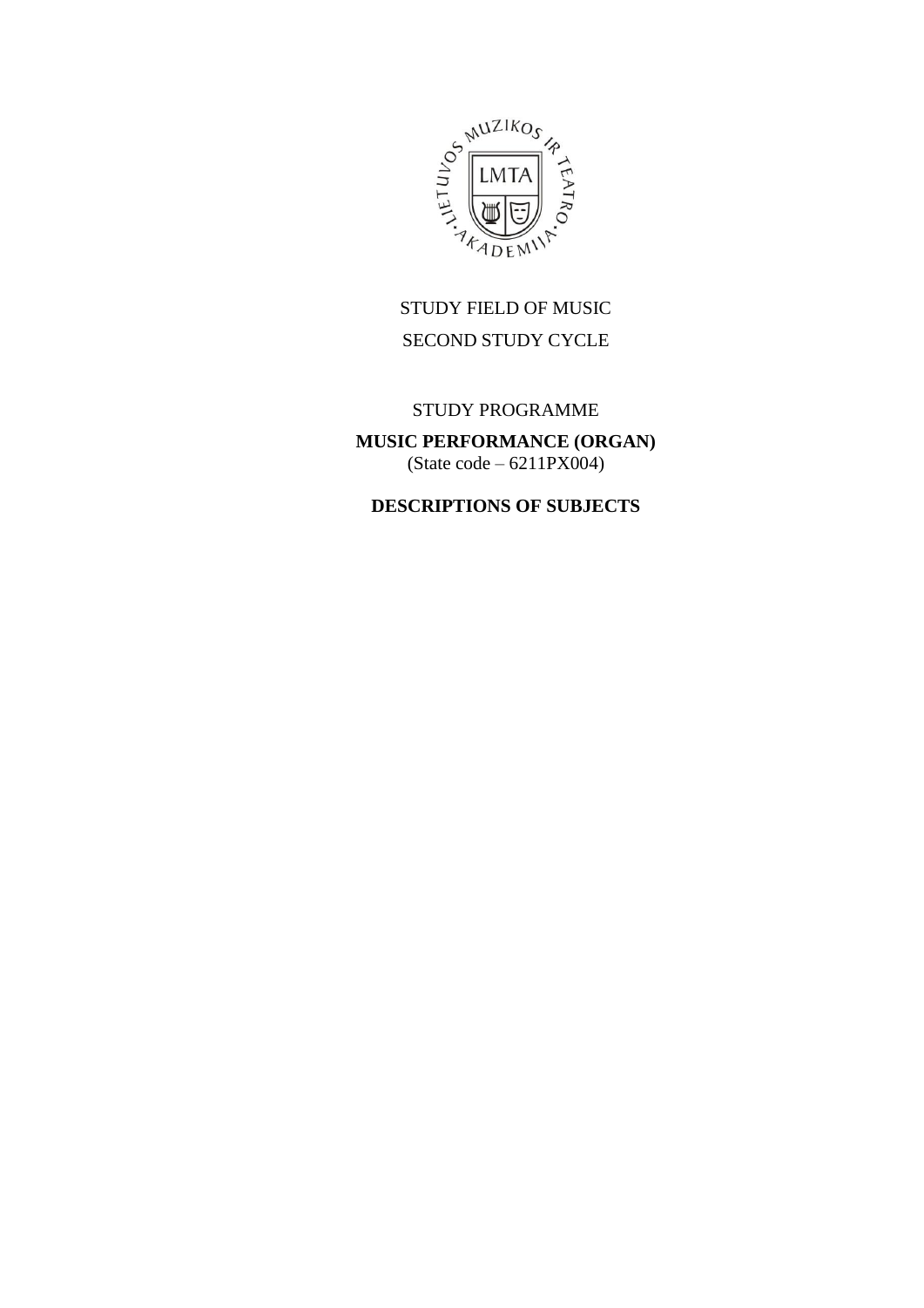STUDY FIELD OF MUSIC

SECOND STUDY CYCLE

STUDY PROGRAMME

**MUSIC PERFORMANCE (ORGAN)**
(State code – 6211PX004)

**DESCRIPTIONS OF SUBJECTS**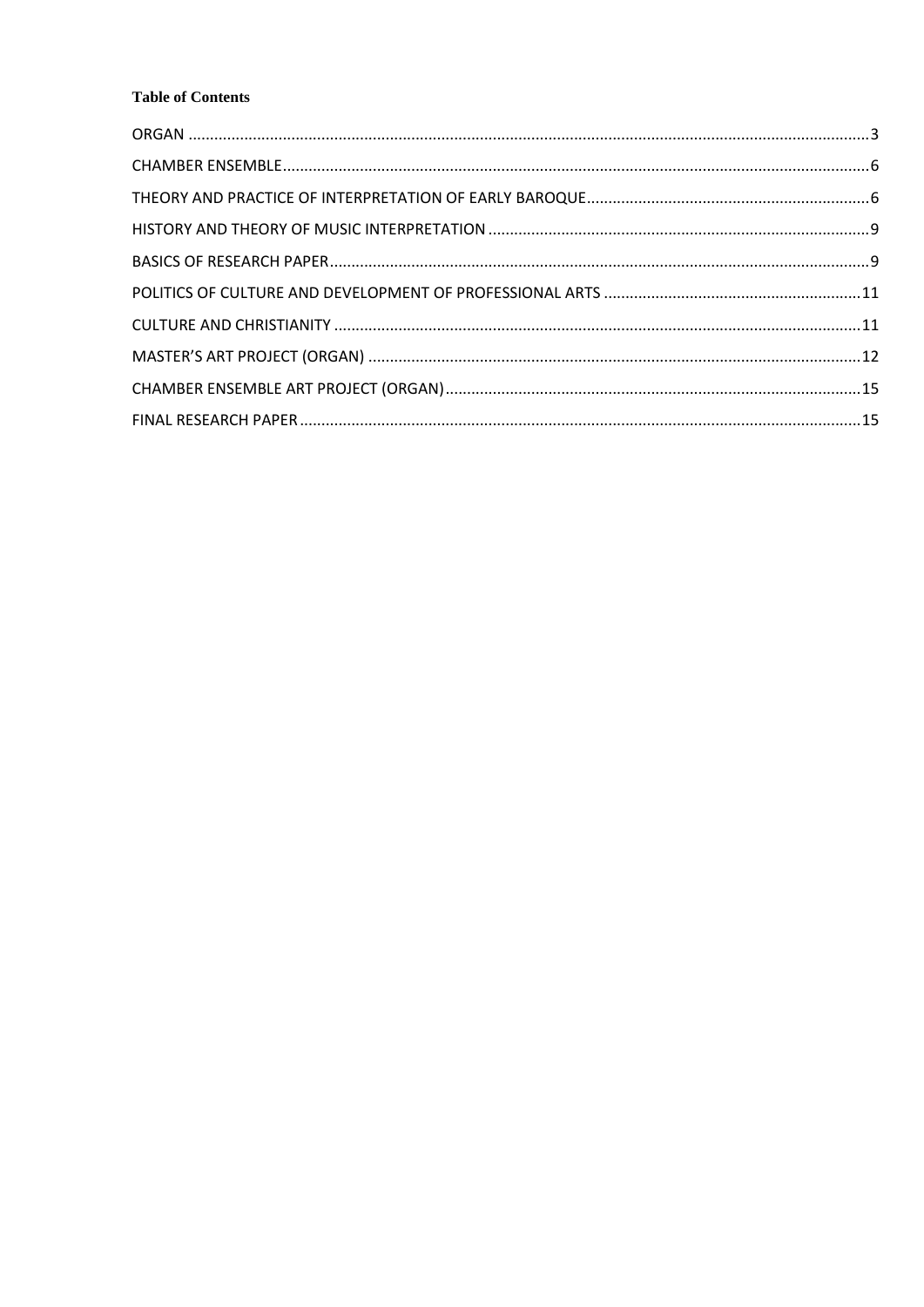**Table of Contents**

ORGAN .....3
CHAMBER ENSEMBLE .....6
THEORY AND PRACTICE OF INTERPRETATION OF EARLY BAROQUE .....6
HISTORY AND THEORY OF MUSIC INTERPRETATION .....9
BASICS OF RESEARCH PAPER .....9
POLITICS OF CULTURE AND DEVELOPMENT OF PROFESSIONAL ARTS .....11
CULTURE AND CHRISTIANITY .....11
MASTER'S ART PROJECT (ORGAN) .....12
CHAMBER ENSEMBLE ART PROJECT (ORGAN) .....15
FINAL RESEARCH PAPER .....15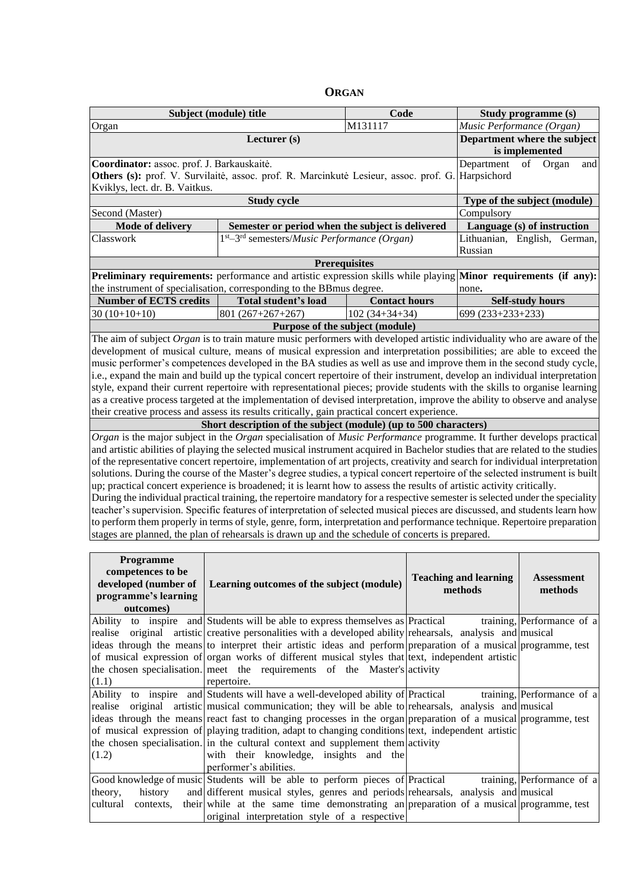# ORGAN

| Subject (module) title | | Code | Study programme (s) |
|---|---|---|---|
| Organ | | M131117 | *Music Performance (Organ)* |
| Lecturer (s) | | | Department where the subject is implemented |
| **Coordinator:** assoc. prof. J. Barkauskaitė. **Others (s):** prof. V. Survilaitė, assoc. prof. R. Marcinkutė Lesieur, assoc. prof. G. Kviklys, lect. dr. B. Vaitkus. | | | Department of Organ and Harpsichord |
| Study cycle | | | Type of the subject (module) |
| Second (Master) | | | Compulsory |
| Mode of delivery | Semester or period when the subject is delivered | | Language (s) of instruction |
| Classwork | 1st–3rd semesters/*Music Performance (Organ)* | | Lithuanian, English, German, Russian |
| Prerequisites | | | |
| **Preliminary requirements:** performance and artistic expression skills while playing the instrument of specialisation, corresponding to the BBmus degree. | | | **Minor requirements (if any):** none**.** |
| Number of ECTS credits | Total student's load | Contact hours | Self-study hours |
| 30 (10+10+10) | 801 (267+267+267) | 102 (34+34+34) | 699 (233+233+233) |

**Purpose of the subject (module)**

The aim of subject *Organ* is to train mature music performers with developed artistic individuality who are aware of the development of musical culture, means of musical expression and interpretation possibilities; are able to exceed the music performer's competences developed in the BA studies as well as use and improve them in the second study cycle, i.e., expand the main and build up the typical concert repertoire of their instrument, develop an individual interpretation style, expand their current repertoire with representational pieces; provide students with the skills to organise learning as a creative process targeted at the implementation of devised interpretation, improve the ability to observe and analyse their creative process and assess its results critically, gain practical concert experience.

**Short description of the subject (module) (up to 500 characters)**

*Organ* is the major subject in the *Organ* specialisation of *Music Performance* programme. It further develops practical and artistic abilities of playing the selected musical instrument acquired in Bachelor studies that are related to the studies of the representative concert repertoire, implementation of art projects, creativity and search for individual interpretation solutions. During the course of the Master's degree studies, a typical concert repertoire of the selected instrument is built up; practical concert experience is broadened; it is learnt how to assess the results of artistic activity critically.

During the individual practical training, the repertoire mandatory for a respective semester is selected under the speciality teacher's supervision. Specific features of interpretation of selected musical pieces are discussed, and students learn how to perform them properly in terms of style, genre, form, interpretation and performance technique. Repertoire preparation stages are planned, the plan of rehearsals is drawn up and the schedule of concerts is prepared.

| Programme competences to be developed (number of programme's learning outcomes) | Learning outcomes of the subject (module) | Teaching and learning methods | Assessment methods |
|---|---|---|---|
| Ability to inspire and realise original artistic ideas through the means of musical expression of the chosen specialisation. (1.1) | Students will be able to express themselves as creative personalities with a developed ability to interpret their artistic ideas and perform organ works of different musical styles that meet the requirements of the Master's repertoire. | Practical training, rehearsals, analysis and preparation of a musical text, independent artistic activity | Performance of a musical programme, test |
| Ability to inspire and realise original artistic ideas through the means of musical expression of the chosen specialisation. (1.2) | Students will have a well-developed ability of musical communication; they will be able to react fast to changing processes in the organ playing tradition, adapt to changing conditions in the cultural context and supplement them with their knowledge, insights and the performer's abilities. | Practical training, rehearsals, analysis and preparation of a musical text, independent artistic activity | Performance of a musical programme, test |
| Good knowledge of music theory, history and cultural contexts, their | Students will be able to perform pieces of different musical styles, genres and periods while at the same time demonstrating an original interpretation style of a respective | Practical training, rehearsals, analysis and preparation of a musical | Performance of a musical programme, test |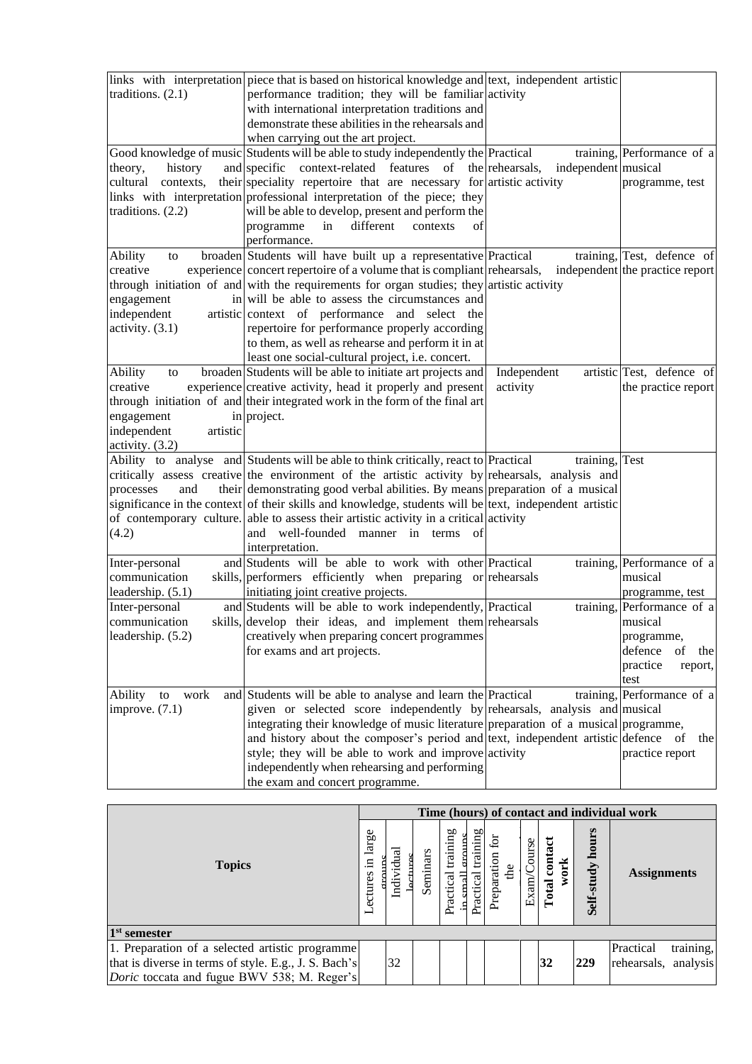| | | | |
|---|---|---|---|
| links with interpretation traditions. (2.1) | piece that is based on historical knowledge and performance tradition; they will be familiar with international interpretation traditions and demonstrate these abilities in the rehearsals and when carrying out the art project. | text, independent artistic activity | |
| Good knowledge of music theory, history and cultural contexts, their links with interpretation traditions. (2.2) | Students will be able to study independently the specific context-related features of the speciality repertoire that are necessary for professional interpretation of the piece; they will be able to develop, present and perform the programme in different contexts of performance. | Practical training, rehearsals, independent artistic activity | Performance of a musical programme, test |
| Ability to broaden creative experience through initiation of and engagement in independent artistic activity. (3.1) | Students will have built up a representative concert repertoire of a volume that is compliant with the requirements for organ studies; they will be able to assess the circumstances and context of performance and select the repertoire for performance properly according to them, as well as rehearse and perform it in at least one social-cultural project, i.e. concert. | Practical training, rehearsals, independent artistic activity | Test, defence of the practice report |
| Ability to broaden creative experience through initiation of and engagement in independent artistic activity. (3.2) | Students will be able to initiate art projects and creative activity, head it properly and present their integrated work in the form of the final art project. | Independent artistic activity | Test, defence of the practice report |
| Ability to analyse and critically assess creative processes and their significance in the context of contemporary culture. (4.2) | Students will be able to think critically, react to the environment of the artistic activity by demonstrating good verbal abilities. By means of their skills and knowledge, students will be able to assess their artistic activity in a critical and well-founded manner in terms of interpretation. | Practical training, rehearsals, analysis and preparation of a musical text, independent artistic activity | Test |
| Inter-personal and communication skills, leadership. (5.1) | Students will be able to work with other performers efficiently when preparing or initiating joint creative projects. | Practical training, rehearsals | Performance of a musical programme, test |
| Inter-personal and communication skills, leadership. (5.2) | Students will be able to work independently, develop their ideas, and implement them creatively when preparing concert programmes for exams and art projects. | Practical training, rehearsals | Performance of a musical programme, defence of the practice report, test |
| Ability to work and improve. (7.1) | Students will be able to analyse and learn the given or selected score independently by integrating their knowledge of music literature and history about the composer's period and style; they will be able to work and improve independently when rehearsing and performing the exam and concert programme. | Practical training, rehearsals, analysis and preparation of a musical text, independent artistic activity | Performance of a musical programme, defence of the practice report |

| Topics | Time (hours) of contact and individual work | | | | | | | | | |
|---|---|---|---|---|---|---|---|---|---|---|
| | Lectures in large groups | Individual lectures | Seminars | Practical training in small groups | Practical training | Preparation for the | Exam/Course | **Total contact work** | **Self-study hours** | **Assignments** |
| **1st semester** | | | | | | | | | | |
| 1. Preparation of a selected artistic programme that is diverse in terms of style. E.g., J. S. Bach's *Doric* toccata and fugue BWV 538; M. Reger's | | 32 | | | | | | **32** | **229** | Practical training, rehearsals, analysis |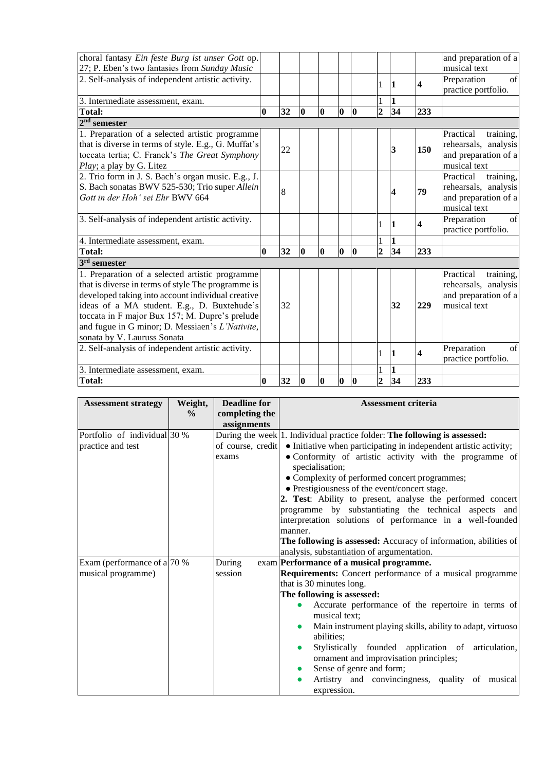| | | | | | | | | | | |
|---|---|---|---|---|---|---|---|---|---|---|
| choral fantasy *Ein feste Burg ist unser Gott* op. 27; P. Eben's two fantasies from *Sunday Music* | | | | | | | | | | and preparation of a musical text |
| 2. Self-analysis of independent artistic activity. | | | | | | | 1 | **1** | **4** | Preparation of practice portfolio. |
| 3. Intermediate assessment, exam. | | | | | | | 1 | **1** | | |
| **Total:** | **0** | 32 | **0** | **0** | **0** | **0** | **2** | **34** | **233** | |
| **2^nd semester** | | | | | | | | | | |
| 1. Preparation of a selected artistic programme that is diverse in terms of style. E.g., G. Muffat's toccata tertia; C. Franck's *The Great Symphony Play*; a play by G. Litez | | 22 | | | | | | **3** | **150** | Practical training, rehearsals, analysis and preparation of a musical text |
| 2. Trio form in J. S. Bach's organ music. E.g., J. S. Bach sonatas BWV 525-530; Trio super *Allein Gott in der Hoh' sei Ehr* BWV 664 | | 8 | | | | | | **4** | **79** | Practical training, rehearsals, analysis and preparation of a musical text |
| 3. Self-analysis of independent artistic activity. | | | | | | | 1 | **1** | **4** | Preparation of practice portfolio. |
| 4. Intermediate assessment, exam. | | | | | | | 1 | **1** | | |
| **Total:** | **0** | 32 | **0** | **0** | **0** | **0** | **2** | **34** | **233** | |
| **3^rd semester** | | | | | | | | | | |
| 1. Preparation of a selected artistic programme that is diverse in terms of style The programme is developed taking into account individual creative ideas of a MA student. E.g., D. Buxtehude's toccata in F major Bux 157; M. Dupre's prelude and fugue in G minor; D. Messiaen's *L'Nativite*, sonata by V. Lauruss Sonata | | 32 | | | | | | **32** | **229** | Practical training, rehearsals, analysis and preparation of a musical text |
| 2. Self-analysis of independent artistic activity. | | | | | | | 1 | **1** | **4** | Preparation of practice portfolio. |
| 3. Intermediate assessment, exam. | | | | | | | 1 | **1** | | |
| **Total:** | **0** | 32 | **0** | **0** | **0** | **0** | **2** | **34** | **233** | |

| Assessment strategy | Weight, % | Deadline for completing the assignments | Assessment criteria |
|---|---|---|---|
| Portfolio of individual practice and test | 30 % | During the week of course, credit exams | 1. Individual practice folder: **The following is assessed:**<br>• Initiative when participating in independent artistic activity;<br>• Conformity of artistic activity with the programme of specialisation;<br>• Complexity of performed concert programmes;<br>• Prestigiousness of the event/concert stage.<br>**2. Test**: Ability to present, analyse the performed concert programme by substantiating the technical aspects and interpretation solutions of performance in a well-founded manner.<br>**The following is assessed:** Accuracy of information, abilities of analysis, substantiation of argumentation. |
| Exam (performance of a musical programme) | 70 % | During exam session | **Performance of a musical programme.**<br>**Requirements:** Concert performance of a musical programme that is 30 minutes long.<br>**The following is assessed:**<br>• Accurate performance of the repertoire in terms of musical text;<br>• Main instrument playing skills, ability to adapt, virtuoso abilities;<br>• Stylistically founded application of articulation, ornament and improvisation principles;<br>• Sense of genre and form;<br>• Artistry and convincingness, quality of musical expression. |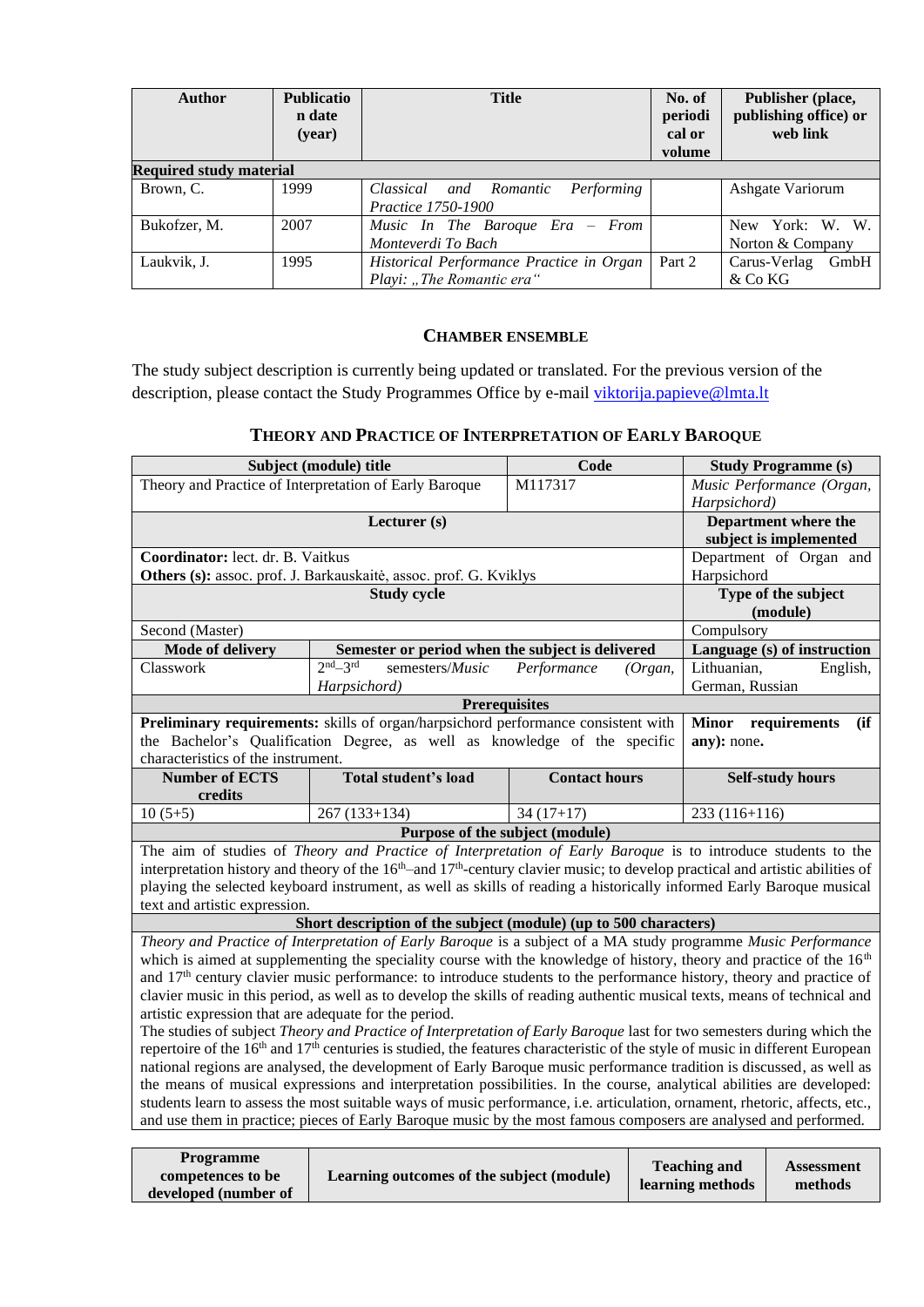| Author | Publication date (year) | Title | No. of periodical or volume | Publisher (place, publishing office) or web link |
|---|---|---|---|---|
| **Required study material** | | | | |
| Brown, C. | 1999 | *Classical and Romantic Performing Practice 1750-1900* | | Ashgate Variorum |
| Bukofzer, M. | 2007 | *Music In The Baroque Era – From Monteverdi To Bach* | | New York: W. W. Norton & Company |
| Laukvik, J. | 1995 | *Historical Performance Practice in Organ Playi: „The Romantic era"* | Part 2 | Carus-Verlag GmbH & Co KG |

## CHAMBER ENSEMBLE

The study subject description is currently being updated or translated. For the previous version of the description, please contact the Study Programmes Office by e-mail viktorija.papieve@lmta.lt

## THEORY AND PRACTICE OF INTERPRETATION OF EARLY BAROQUE

| Subject (module) title | | Code | Study Programme (s) |
|---|---|---|---|
| Theory and Practice of Interpretation of Early Baroque | | M117317 | *Music Performance (Organ, Harpsichord)* |
| **Lecturer (s)** | | | **Department where the subject is implemented** |
| **Coordinator:** lect. dr. B. Vaitkus<br>**Others (s):** assoc. prof. J. Barkauskaitė, assoc. prof. G. Kviklys | | | Department of Organ and Harpsichord |
| **Study cycle** | | | **Type of the subject (module)** |
| Second (Master) | | | Compulsory |
| **Mode of delivery** | **Semester or period when the subject is delivered** | | **Language (s) of instruction** |
| Classwork | 2nd–3rd semesters/*Music Performance (Organ, Harpsichord)* | | Lithuanian, English, German, Russian |
| **Prerequisites** | | | |
| **Preliminary requirements:** skills of organ/harpsichord performance consistent with the Bachelor's Qualification Degree, as well as knowledge of the specific characteristics of the instrument. | | | **Minor requirements (if any):** none**.** |
| **Number of ECTS credits** | **Total student's load** | **Contact hours** | **Self-study hours** |
| 10 (5+5) | 267 (133+134) | 34 (17+17) | 233 (116+116) |
| **Purpose of the subject (module)** | | | |
| The aim of studies of *Theory and Practice of Interpretation of Early Baroque* is to introduce students to the interpretation history and theory of the 16th–and 17th-century clavier music; to develop practical and artistic abilities of playing the selected keyboard instrument, as well as skills of reading a historically informed Early Baroque musical text and artistic expression. | | | |
| **Short description of the subject (module) (up to 500 characters)** | | | |
| *Theory and Practice of Interpretation of Early Baroque* is a subject of a MA study programme *Music Performance* which is aimed at supplementing the speciality course with the knowledge of history, theory and practice of the 16th and 17th century clavier music performance: to introduce students to the performance history, theory and practice of clavier music in this period, as well as to develop the skills of reading authentic musical texts, means of technical and artistic expression that are adequate for the period.<br>The studies of subject *Theory and Practice of Interpretation of Early Baroque* last for two semesters during which the repertoire of the 16th and 17th centuries is studied, the features characteristic of the style of music in different European national regions are analysed, the development of Early Baroque music performance tradition is discussed, as well as the means of musical expressions and interpretation possibilities. In the course, analytical abilities are developed: students learn to assess the most suitable ways of music performance, i.e. articulation, ornament, rhetoric, affects, etc., and use them in practice; pieces of Early Baroque music by the most famous composers are analysed and performed. | | | |

| Programme competences to be developed (number of | Learning outcomes of the subject (module) | Teaching and learning methods | Assessment methods |
|---|---|---|---|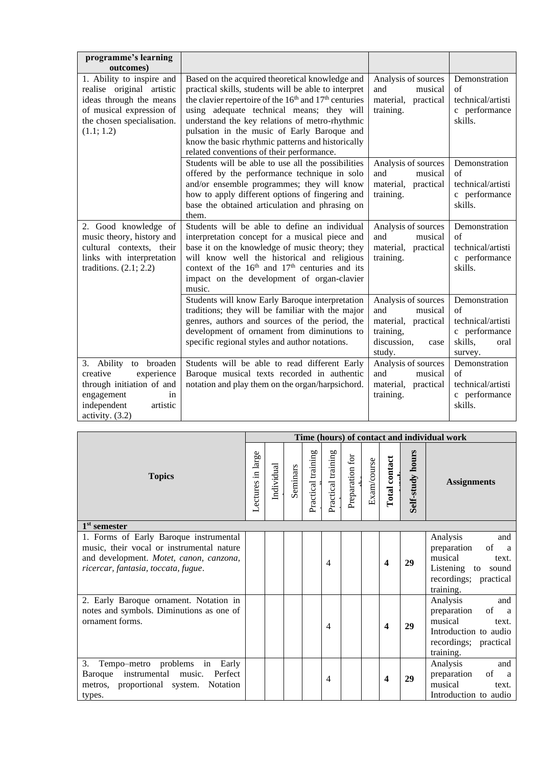| programme's learning outcomes) | | | |
|---|---|---|---|
| 1. Ability to inspire and realise original artistic ideas through the means of musical expression of the chosen specialisation. (1.1; 1.2) | Based on the acquired theoretical knowledge and practical skills, students will be able to interpret the clavier repertoire of the 16th and 17th centuries using adequate technical means; they will understand the key relations of metro-rhythmic pulsation in the music of Early Baroque and know the basic rhythmic patterns and historically related conventions of their performance. | Analysis of sources and musical material, practical training. | Demonstration of technical/artistic performance skills. |
| | Students will be able to use all the possibilities offered by the performance technique in solo and/or ensemble programmes; they will know how to apply different options of fingering and base the obtained articulation and phrasing on them. | Analysis of sources and musical material, practical training. | Demonstration of technical/artistic performance skills. |
| 2. Good knowledge of music theory, history and cultural contexts, their links with interpretation traditions. (2.1; 2.2) | Students will be able to define an individual interpretation concept for a musical piece and base it on the knowledge of music theory; they will know well the historical and religious context of the 16th and 17th centuries and its impact on the development of organ-clavier music. | Analysis of sources and musical material, practical training. | Demonstration of technical/artistic performance skills. |
| | Students will know Early Baroque interpretation traditions; they will be familiar with the major genres, authors and sources of the period, the development of ornament from diminutions to specific regional styles and author notations. | Analysis of sources and musical material, practical training, discussion, case study. | Demonstration of technical/artistic performance skills, oral survey. |
| 3. Ability to broaden creative experience through initiation of and engagement in independent artistic activity. (3.2) | Students will be able to read different Early Baroque musical texts recorded in authentic notation and play them on the organ/harpsichord. | Analysis of sources and musical material, practical training. | Demonstration of technical/artistic performance skills. |

| Topics | Time (hours) of contact and individual work | | | | | | | | | |
|---|---|---|---|---|---|---|---|---|---|---|
| | Lectures in large | Individual | Seminars | Practical training | Practical training | Preparation for | Exam/course | **Total contact** | **Self-study hours** | **Assignments** |
| **1st semester** | | | | | | | | | | |
| 1. Forms of Early Baroque instrumental music, their vocal or instrumental nature and development. *Motet, canon, canzona, ricercar, fantasia, toccata, fugue*. | | | | | 4 | | | **4** | **29** | Analysis and preparation of a musical text. Listening to sound recordings; practical training. |
| 2. Early Baroque ornament. Notation in notes and symbols. Diminutions as one of ornament forms. | | | | | 4 | | | **4** | **29** | Analysis and preparation of a musical text. Introduction to audio recordings; practical training. |
| 3. Tempo–metro problems in Early Baroque instrumental music. Perfect metros, proportional system. Notation types. | | | | | 4 | | | **4** | **29** | Analysis and preparation of a musical text. Introduction to audio |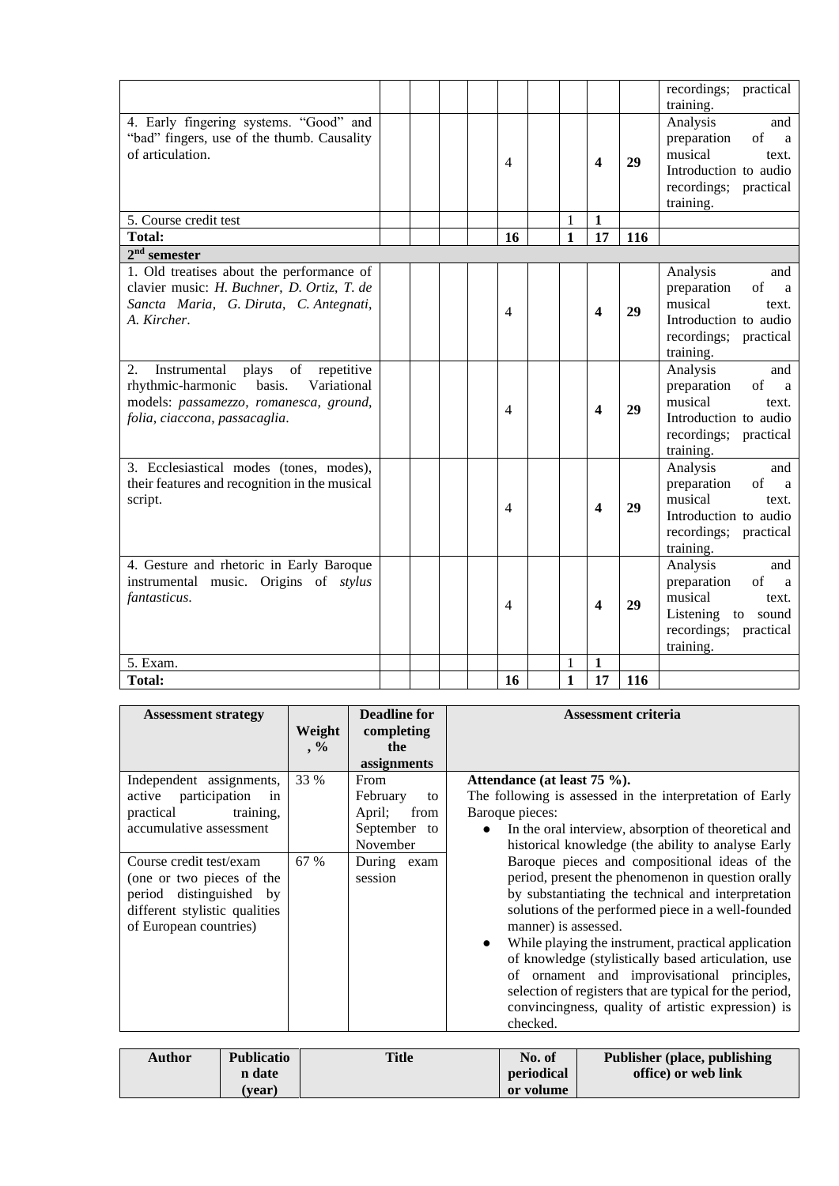| | | | | | | | | | | |
|---|---|---|---|---|---|---|---|---|---|---|
| | | | | | | | | | | recordings; practical training. |
| 4. Early fingering systems. "Good" and "bad" fingers, use of the thumb. Causality of articulation. | | | | | 4 | | | **4** | **29** | Analysis and preparation of a musical text. Introduction to audio recordings; practical training. |
| 5. Course credit test | | | | | | | 1 | **1** | | |
| **Total:** | | | | | **16** | | **1** | **17** | **116** | |
| **2nd semester** | | | | | | | | | | |
| 1. Old treatises about the performance of clavier music: *H. Buchner, D. Ortiz, T. de Sancta Maria, G. Diruta, C. Antegnati, A. Kircher*. | | | | | 4 | | | **4** | **29** | Analysis and preparation of a musical text. Introduction to audio recordings; practical training. |
| 2. Instrumental plays of repetitive rhythmic-harmonic basis. Variational models: *passamezzo, romanesca, ground, folia, ciaccona, passacaglia*. | | | | | 4 | | | **4** | **29** | Analysis and preparation of a musical text. Introduction to audio recordings; practical training. |
| 3. Ecclesiastical modes (tones, modes), their features and recognition in the musical script. | | | | | 4 | | | **4** | **29** | Analysis and preparation of a musical text. Introduction to audio recordings; practical training. |
| 4. Gesture and rhetoric in Early Baroque instrumental music. Origins of *stylus fantasticus*. | | | | | 4 | | | **4** | **29** | Analysis and preparation of a musical text. Listening to sound recordings; practical training. |
| 5. Exam. | | | | | | | 1 | **1** | | |
| **Total:** | | | | | **16** | | **1** | **17** | **116** | |

| Assessment strategy | Weight, % | Deadline for completing the assignments | Assessment criteria |
|---|---|---|---|
| Independent assignments, active participation in practical training, accumulative assessment | 33 % | From February to April; from September to November | **Attendance (at least 75 %).**<br>The following is assessed in the interpretation of Early Baroque pieces:<br>● In the oral interview, absorption of theoretical and historical knowledge (the ability to analyse Early Baroque pieces and compositional ideas of the period, present the phenomenon in question orally by substantiating the technical and interpretation solutions of the performed piece in a well-founded manner) is assessed.<br>● While playing the instrument, practical application of knowledge (stylistically based articulation, use of ornament and improvisational principles, selection of registers that are typical for the period, convincingness, quality of artistic expression) is checked. |
| Course credit test/exam (one or two pieces of the period distinguished by different stylistic qualities of European countries) | 67 % | During exam session | |

| Author | Publication date (year) | Title | No. of periodical or volume | Publisher (place, publishing office) or web link |
|---|---|---|---|---|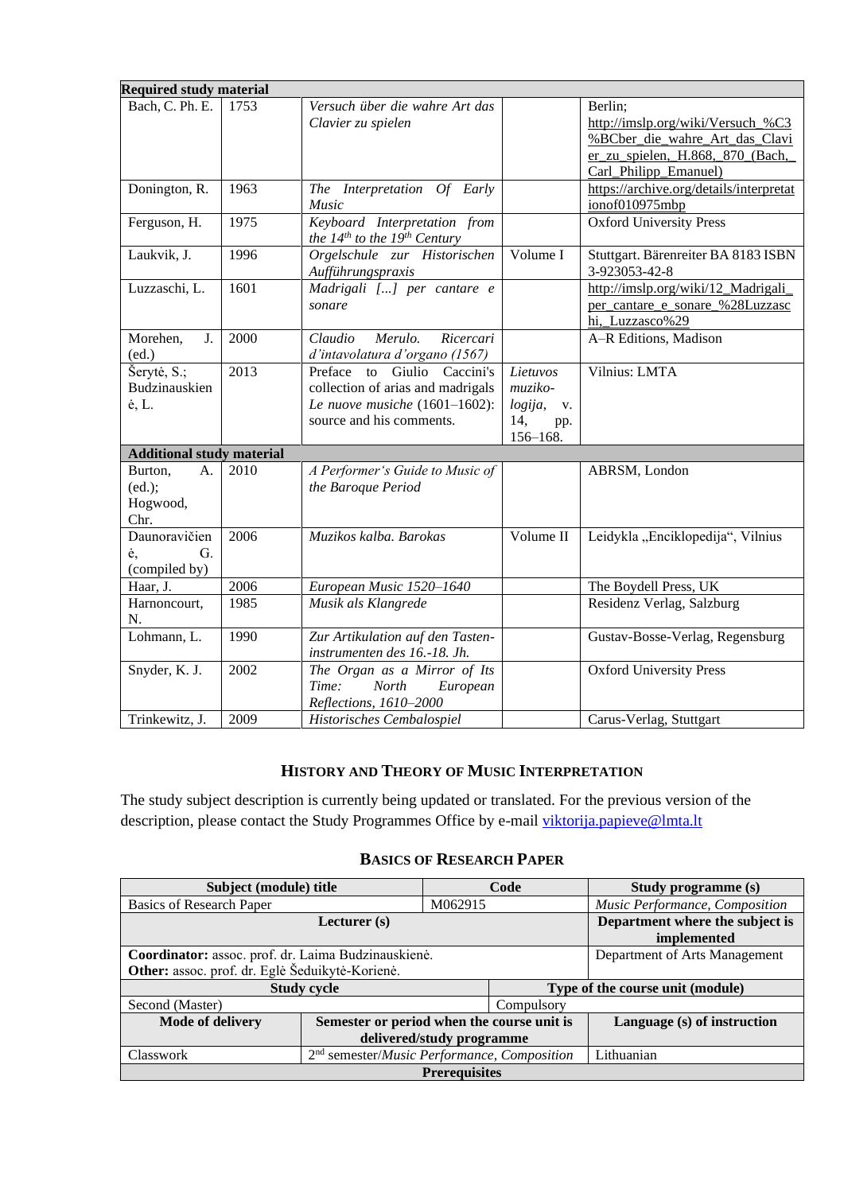| **Required study material** | | | | |
|---|---|---|---|---|
| Bach, C. Ph. E. | 1753 | *Versuch über die wahre Art das Clavier zu spielen* | | Berlin; http://imslp.org/wiki/Versuch_%C3%BCber_die_wahre_Art_das_Clavier_zu_spielen,_H.868,_870_(Bach,_Carl_Philipp_Emanuel) |
| Donington, R. | 1963 | *The Interpretation Of Early Music* | | https://archive.org/details/interpretationof010975mbp |
| Ferguson, H. | 1975 | *Keyboard Interpretation from the 14th to the 19th Century* | | Oxford University Press |
| Laukvik, J. | 1996 | *Orgelschule zur Historischen Aufführungspraxis* | Volume I | Stuttgart. Bärenreiter BA 8183 ISBN 3-923053-42-8 |
| Luzzaschi, L. | 1601 | *Madrigali [...] per cantare e sonare* | | http://imslp.org/wiki/12_Madrigali_per_cantare_e_sonare_%28Luzzaschi,_Luzzasco%29 |
| Morehen, J. (ed.) | 2000 | *Claudio Merulo. Ricercari d'intavolatura d'organo (1567)* | | A–R Editions, Madison |
| Šerytė, S.; Budzinauskienė, L. | 2013 | Preface to Giulio Caccini's collection of arias and madrigals *Le nuove musiche* (1601–1602): source and his comments. | *Lietuvos muzikologija*, v. 14, pp. 156–168. | Vilnius: LMTA |
| **Additional study material** | | | | |
| Burton, A. (ed.); Hogwood, Chr. | 2010 | *A Performer's Guide to Music of the Baroque Period* | | ABRSM, London |
| Daunoravičienė, G. (compiled by) | 2006 | *Muzikos kalba. Barokas* | Volume II | Leidykla „Enciklopedija", Vilnius |
| Haar, J. | 2006 | *European Music 1520–1640* | | The Boydell Press, UK |
| Harnoncourt, N. | 1985 | *Musik als Klangrede* | | Residenz Verlag, Salzburg |
| Lohmann, L. | 1990 | *Zur Artikulation auf den Tasten-instrumenten des 16.-18. Jh.* | | Gustav-Bosse-Verlag, Regensburg |
| Snyder, K. J. | 2002 | *The Organ as a Mirror of Its Time: North European Reflections, 1610–2000* | | Oxford University Press |
| Trinkewitz, J. | 2009 | *Historisches Cembalospiel* | | Carus-Verlag, Stuttgart |

## HISTORY AND THEORY OF MUSIC INTERPRETATION

The study subject description is currently being updated or translated. For the previous version of the description, please contact the Study Programmes Office by e-mail viktorija.papieve@lmta.lt

## BASICS OF RESEARCH PAPER

| **Subject (module) title** | **Code** | **Study programme (s)** |
|---|---|---|
| Basics of Research Paper | M062915 | *Music Performance, Composition* |
| **Lecturer (s)** | | **Department where the subject is implemented** |
| **Coordinator:** assoc. prof. dr. Laima Budzinauskienė. **Other:** assoc. prof. dr. Eglė Šeduikytė-Korienė. | | Department of Arts Management |
| **Study cycle** | **Type of the course unit (module)** | |
| Second (Master) | Compulsory | |
| **Mode of delivery** | **Semester or period when the course unit is delivered/study programme** | **Language (s) of instruction** |
| Classwork | 2nd semester/*Music Performance, Composition* | Lithuanian |
| **Prerequisites** | | |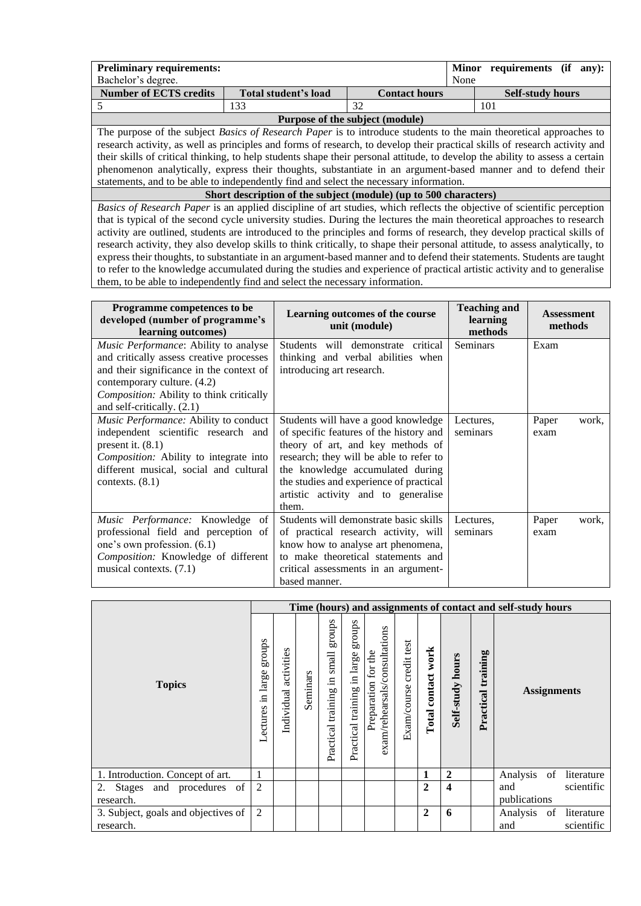| **Preliminary requirements:** Bachelor's degree. | | | **Minor requirements (if any):** None |
|---|---|---|---|
| **Number of ECTS credits** | **Total student's load** | **Contact hours** | **Self-study hours** |
| 5 | 133 | 32 | 101 |

**Purpose of the subject (module)**

The purpose of the subject *Basics of Research Paper* is to introduce students to the main theoretical approaches to research activity, as well as principles and forms of research, to develop their practical skills of research activity and their skills of critical thinking, to help students shape their personal attitude, to develop the ability to assess a certain phenomenon analytically, express their thoughts, substantiate in an argument-based manner and to defend their statements, and to be able to independently find and select the necessary information.

**Short description of the subject (module) (up to 500 characters)**

*Basics of Research Paper* is an applied discipline of art studies, which reflects the objective of scientific perception that is typical of the second cycle university studies. During the lectures the main theoretical approaches to research activity are outlined, students are introduced to the principles and forms of research, they develop practical skills of research activity, they also develop skills to think critically, to shape their personal attitude, to assess analytically, to express their thoughts, to substantiate in an argument-based manner and to defend their statements. Students are taught to refer to the knowledge accumulated during the studies and experience of practical artistic activity and to generalise them, to be able to independently find and select the necessary information.

| Programme competences to be developed (number of programme's learning outcomes) | Learning outcomes of the course unit (module) | Teaching and learning methods | Assessment methods |
|---|---|---|---|
| *Music Performance*: Ability to analyse and critically assess creative processes and their significance in the context of contemporary culture. (4.2)<br>*Composition:* Ability to think critically and self-critically. (2.1) | Students will demonstrate critical thinking and verbal abilities when introducing art research. | Seminars | Exam |
| *Music Performance:* Ability to conduct independent scientific research and present it. (8.1)<br>*Composition:* Ability to integrate into different musical, social and cultural contexts. (8.1) | Students will have a good knowledge of specific features of the history and theory of art, and key methods of research; they will be able to refer to the knowledge accumulated during the studies and experience of practical artistic activity and to generalise them. | Lectures, seminars | Paper work, exam |
| *Music Performance:* Knowledge of professional field and perception of one's own profession. (6.1)<br>*Composition:* Knowledge of different musical contexts. (7.1) | Students will demonstrate basic skills of practical research activity, will know how to analyse art phenomena, to make theoretical statements and critical assessments in an argument-based manner. | Lectures, seminars | Paper work, exam |

| Topics | Time (hours) and assignments of contact and self-study hours | | | | | | | | | | |
|---|---|---|---|---|---|---|---|---|---|---|---|
| | Lectures in large groups | Individual activities | Seminars | Practical training in small groups | Practical training in large groups | Preparation for the exam/rehearsals/consultations | Exam/course credit test | **Total contact work** | **Self-study hours** | **Practical training** | **Assignments** |
| 1. Introduction. Concept of art. | 1 | | | | | | | **1** | **2** | | Analysis of literature and scientific publications |
| 2. Stages and procedures of research. | 2 | | | | | | | **2** | **4** | | |
| 3. Subject, goals and objectives of research. | 2 | | | | | | | **2** | **6** | | Analysis of literature and scientific |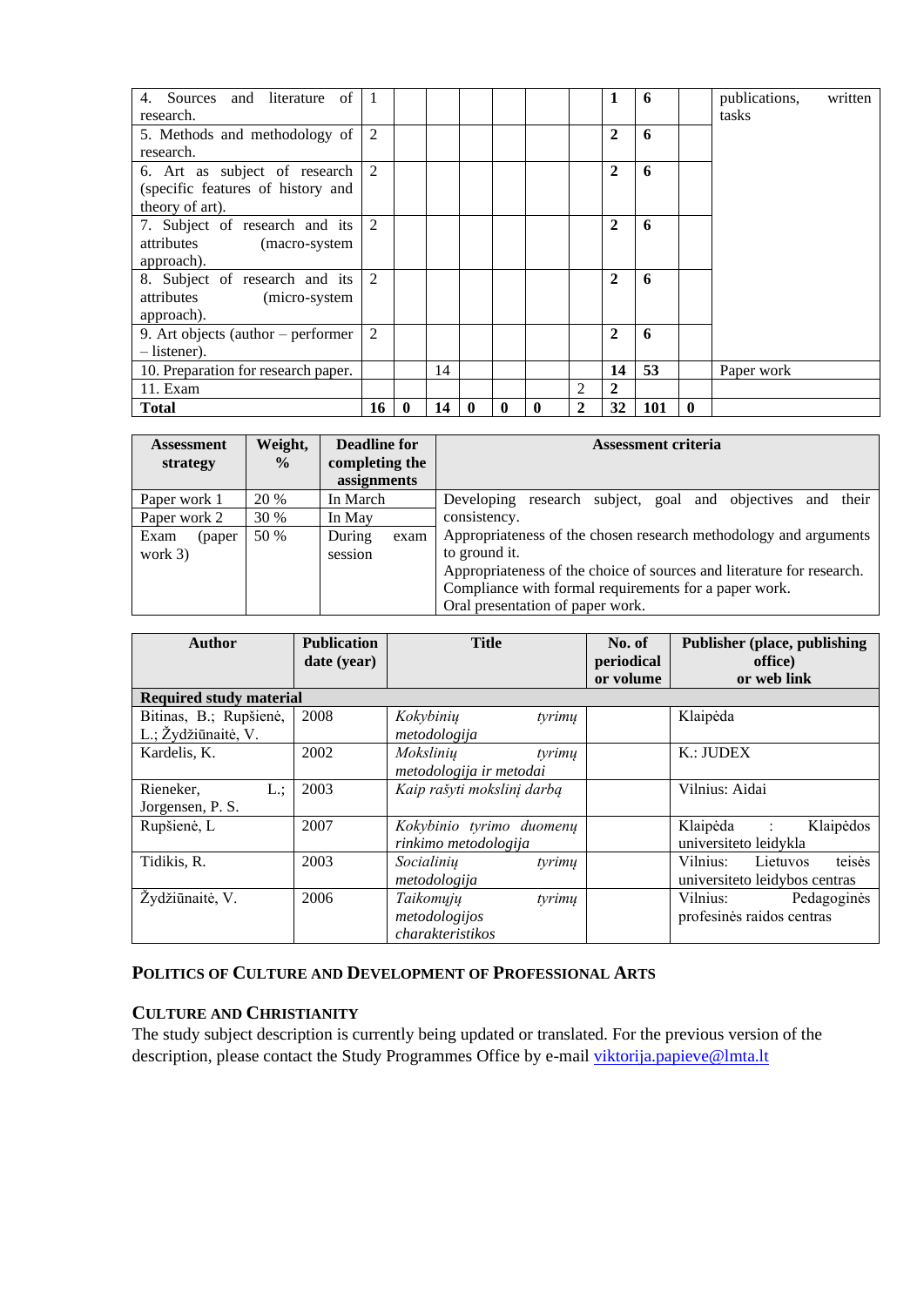| | | | | | | | | | | | |
|---|---|---|---|---|---|---|---|---|---|---|---|
| 4. Sources and literature of research. | 1 | | | | | | | **1** | **6** | | publications, written tasks |
| 5. Methods and methodology of research. | 2 | | | | | | | **2** | **6** | | |
| 6. Art as subject of research (specific features of history and theory of art). | 2 | | | | | | | **2** | **6** | | |
| 7. Subject of research and its attributes (macro-system approach). | 2 | | | | | | | **2** | **6** | | |
| 8. Subject of research and its attributes (micro-system approach). | 2 | | | | | | | **2** | **6** | | |
| 9. Art objects (author – performer – listener). | 2 | | | | | | | **2** | **6** | | |
| 10. Preparation for research paper. | | | 14 | | | | | **14** | **53** | | Paper work |
| 11. Exam | | | | | | | 2 | **2** | | | |
| **Total** | **16** | **0** | **14** | **0** | **0** | **0** | **2** | **32** | **101** | **0** | |

| Assessment strategy | Weight, % | Deadline for completing the assignments | Assessment criteria |
|---|---|---|---|
| Paper work 1 | 20 % | In March | Developing research subject, goal and objectives and their consistency. Appropriateness of the chosen research methodology and arguments to ground it. Appropriateness of the choice of sources and literature for research. Compliance with formal requirements for a paper work. Oral presentation of paper work. |
| Paper work 2 | 30 % | In May | |
| Exam (paper work 3) | 50 % | During exam session | |

| Author | Publication date (year) | Title | No. of periodical or volume | Publisher (place, publishing office) or web link |
|---|---|---|---|---|
| **Required study material** | | | | |
| Bitinas, B.; Rupšienė, L.; Žydžiūnaitė, V. | 2008 | *Kokybinių tyrimų metodologija* | | Klaipėda |
| Kardelis, K. | 2002 | *Mokslinių tyrimų metodologija ir metodai* | | K.: JUDEX |
| Rieneker, L.; Jorgensen, P. S. | 2003 | *Kaip rašyti mokslinį darbą* | | Vilnius: Aidai |
| Rupšienė, L | 2007 | *Kokybinio tyrimo duomenų rinkimo metodologija* | | Klaipėda : Klaipėdos universiteto leidykla |
| Tidikis, R. | 2003 | *Socialinių tyrimų metodologija* | | Vilnius: Lietuvos teisės universiteto leidybos centras |
| Žydžiūnaitė, V. | 2006 | *Taikomųjų tyrimų metodologijos charakteristikos* | | Vilnius: Pedagoginės profesinės raidos centras |

### Politics of Culture and Development of Professional Arts

### Culture and Christianity

The study subject description is currently being updated or translated. For the previous version of the description, please contact the Study Programmes Office by e-mail viktorija.papieve@lmta.lt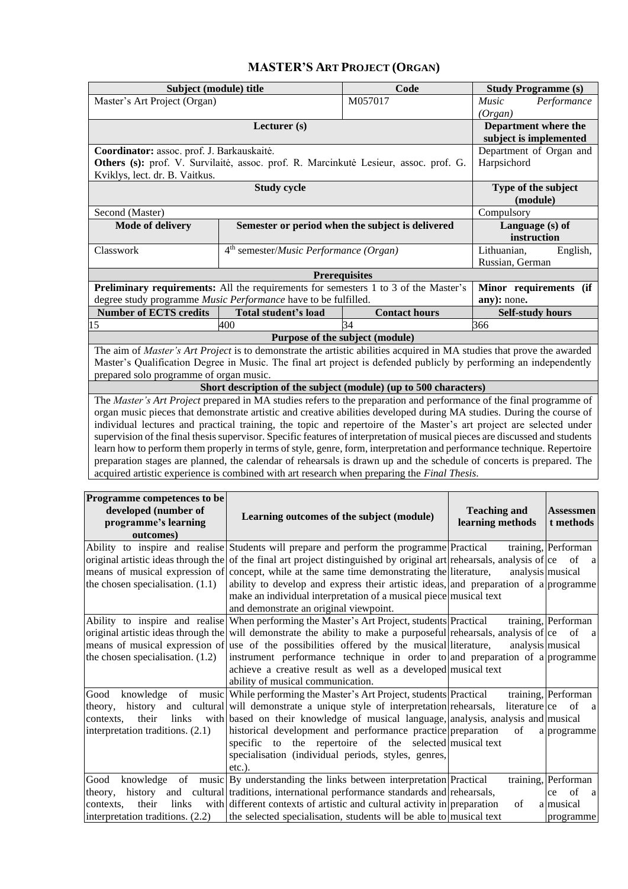# MASTER'S ART PROJECT (ORGAN)

| Subject (module) title | | Code | Study Programme (s) |
|---|---|---|---|
| Master's Art Project (Organ) | | M057017 | *Music Performance (Organ)* |
| Lecturer (s) | | | Department where the subject is implemented |
| **Coordinator:** assoc. prof. J. Barkauskaitė.<br>**Others (s):** prof. V. Survilaitė, assoc. prof. R. Marcinkutė Lesieur, assoc. prof. G. Kviklys, lect. dr. B. Vaitkus. | | | Department of Organ and Harpsichord |
| Study cycle | | | Type of the subject (module) |
| Second (Master) | | | Compulsory |
| **Mode of delivery** | **Semester or period when the subject is delivered** | | **Language (s) of instruction** |
| Classwork | 4th semester/*Music Performance (Organ)* | | Lithuanian, English, Russian, German |
| **Prerequisites** | | | |
| **Preliminary requirements:** All the requirements for semesters 1 to 3 of the Master's degree study programme *Music Performance* have to be fulfilled. | | | **Minor requirements (if any):** none**.** |
| **Number of ECTS credits** | **Total student's load** | **Contact hours** | **Self-study hours** |
| 15 | 400 | 34 | 366 |
| **Purpose of the subject (module)** | | | |
| The aim of *Master's Art Project* is to demonstrate the artistic abilities acquired in MA studies that prove the awarded Master's Qualification Degree in Music. The final art project is defended publicly by performing an independently prepared solo programme of organ music. | | | |
| **Short description of the subject (module) (up to 500 characters)** | | | |
| The *Master's Art Project* prepared in MA studies refers to the preparation and performance of the final programme of organ music pieces that demonstrate artistic and creative abilities developed during MA studies. During the course of individual lectures and practical training, the topic and repertoire of the Master's art project are selected under supervision of the final thesis supervisor. Specific features of interpretation of musical pieces are discussed and students learn how to perform them properly in terms of style, genre, form, interpretation and performance technique. Repertoire preparation stages are planned, the calendar of rehearsals is drawn up and the schedule of concerts is prepared. The acquired artistic experience is combined with art research when preparing the *Final Thesis*. | | | |

| Programme competences to be developed (number of programme's learning outcomes) | Learning outcomes of the subject (module) | Teaching and learning methods | Assessment methods |
|---|---|---|---|
| Ability to inspire and realise original artistic ideas through the means of musical expression of the chosen specialisation. (1.1) | Students will prepare and perform the programme of the final art project distinguished by original art concept, while at the same time demonstrating the ability to develop and express their artistic ideas, make an individual interpretation of a musical piece and demonstrate an original viewpoint. | Practical training, rehearsals, analysis of literature, analysis and preparation of a musical text | Performance of a musical programme |
| Ability to inspire and realise original artistic ideas through the means of musical expression of the chosen specialisation. (1.2) | When performing the Master's Art Project, students will demonstrate the ability to make a purposeful use of the possibilities offered by the musical instrument performance technique in order to achieve a creative result as well as a developed ability of musical communication. | Practical training, rehearsals, analysis of literature, analysis and preparation of a musical text | Performance of a musical programme |
| Good knowledge of music theory, history and cultural contexts, their links with interpretation traditions. (2.1) | While performing the Master's Art Project, students will demonstrate a unique style of interpretation based on their knowledge of musical language, historical development and performance practice specific to the repertoire of the selected specialisation (individual periods, styles, genres, etc.). | Practical training, rehearsals, literature analysis, analysis and preparation of a musical text | Performance of a musical programme |
| Good knowledge of music theory, history and cultural contexts, their links with interpretation traditions. (2.2) | By understanding the links between interpretation traditions, international performance standards and different contexts of artistic and cultural activity in the selected specialisation, students will be able to | Practical training, rehearsals, preparation of musical text | Performance of a musical programme |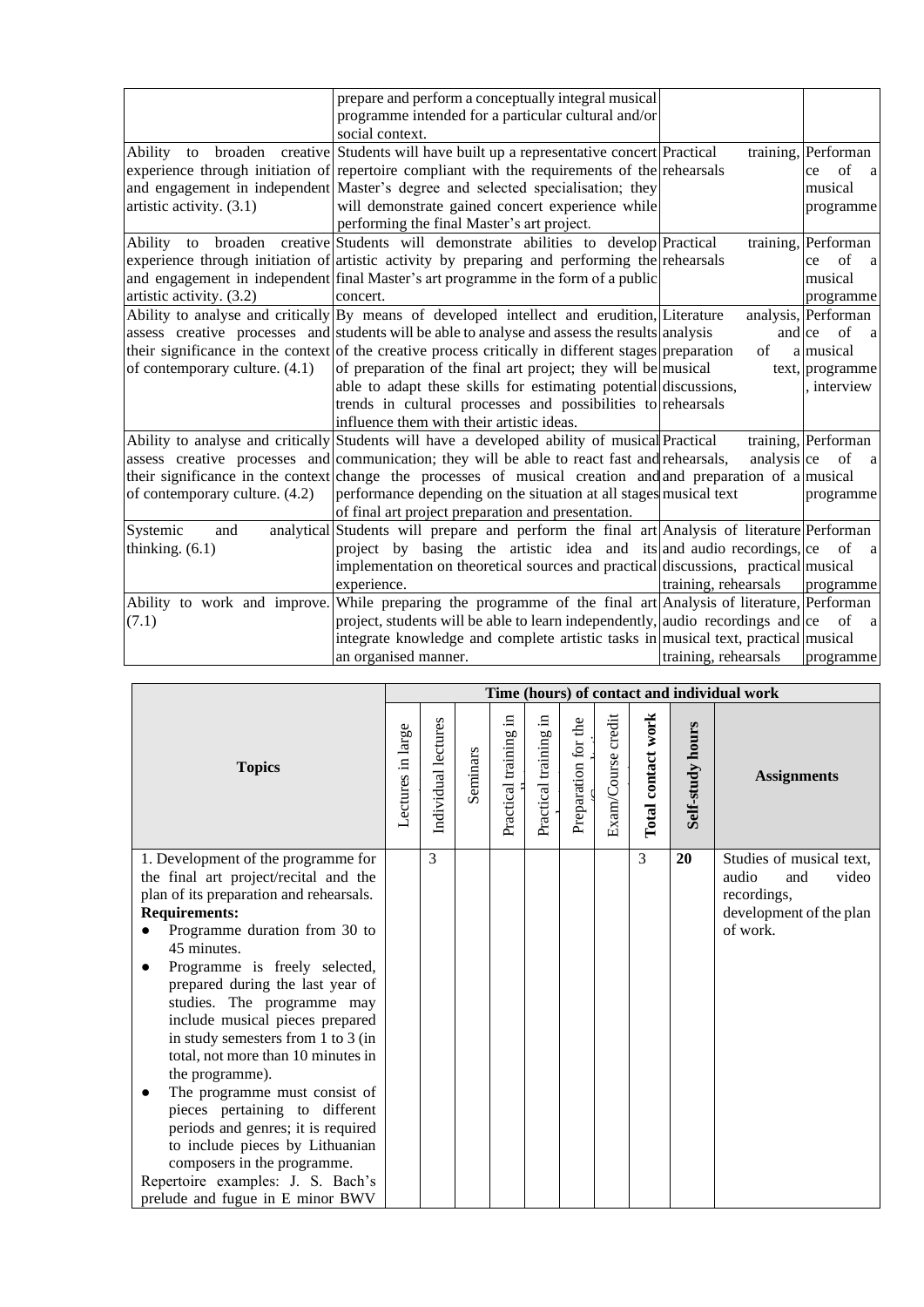| | | | |
|---|---|---|---|
| | prepare and perform a conceptually integral musical programme intended for a particular cultural and/or social context. | | |
| Ability to broaden creative experience through initiation of and engagement in independent artistic activity. (3.1) | Students will have built up a representative concert repertoire compliant with the requirements of the Master's degree and selected specialisation; they will demonstrate gained concert experience while performing the final Master's art project. | Practical training, rehearsals | Performance of a musical programme |
| Ability to broaden creative experience through initiation of and engagement in independent artistic activity. (3.2) | Students will demonstrate abilities to develop artistic activity by preparing and performing the final Master's art programme in the form of a public concert. | Practical training, rehearsals | Performance of a musical programme |
| Ability to analyse and critically assess creative processes and their significance in the context of contemporary culture. (4.1) | By means of developed intellect and erudition, students will be able to analyse and assess the results of the creative process critically in different stages of preparation of the final art project; they will be able to adapt these skills for estimating potential trends in cultural processes and possibilities to influence them with their artistic ideas. | Literature analysis, analysis and preparation of a musical text, discussions, rehearsals | Performance of a musical programme, interview |
| Ability to analyse and critically assess creative processes and their significance in the context of contemporary culture. (4.2) | Students will have a developed ability of musical communication; they will be able to react fast and change the processes of musical creation and performance depending on the situation at all stages of final art project preparation and presentation. | Practical training, rehearsals, analysis and preparation of a musical text | Performance of a musical programme |
| Systemic and analytical thinking. (6.1) | Students will prepare and perform the final art project by basing the artistic idea and its implementation on theoretical sources and practical experience. | Analysis of literature and audio recordings, discussions, practical training, rehearsals | Performance of a musical programme |
| Ability to work and improve. (7.1) | While preparing the programme of the final art project, students will be able to learn independently, integrate knowledge and complete artistic tasks in an organised manner. | Analysis of literature, audio recordings and musical text, practical training, rehearsals | Performance of a musical programme |

| Topics | Time (hours) of contact and individual work | | | | | | | | | Assignments |
|---|---|---|---|---|---|---|---|---|---|---|
| | Lectures in large | Individual lectures | Seminars | Practical training in | Practical training in | Preparation for the | Exam/Course credit | **Total contact work** | **Self-study hours** | |
| 1. Development of the programme for the final art project/recital and the plan of its preparation and rehearsals.<br>**Requirements:**<br>● Programme duration from 30 to 45 minutes.<br>● Programme is freely selected, prepared during the last year of studies. The programme may include musical pieces prepared in study semesters from 1 to 3 (in total, not more than 10 minutes in the programme).<br>● The programme must consist of pieces pertaining to different periods and genres; it is required to include pieces by Lithuanian composers in the programme.<br>Repertoire examples: J. S. Bach's prelude and fugue in E minor BWV | | 3 | | | | | | 3 | **20** | Studies of musical text, audio and video recordings, development of the plan of work. |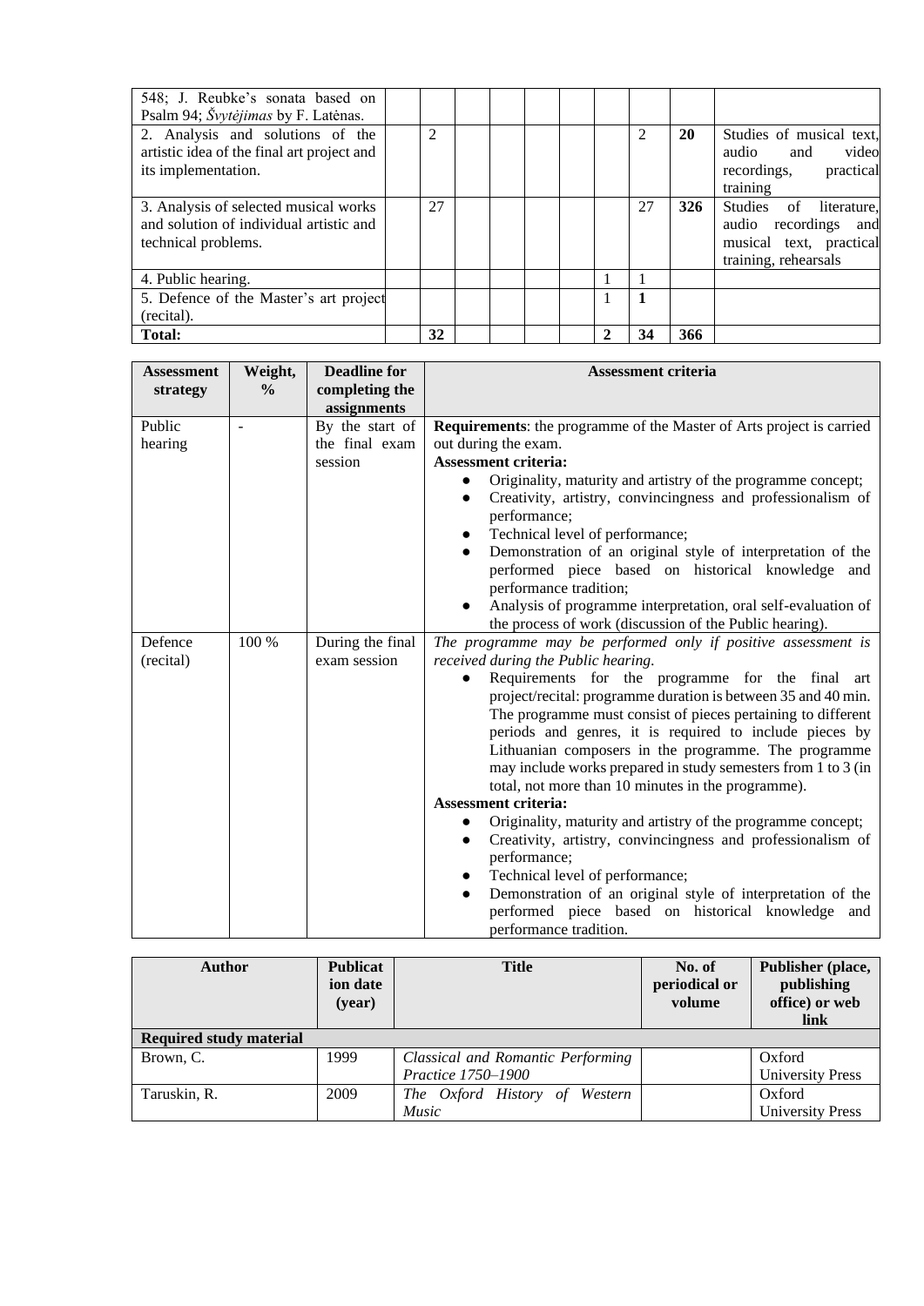| | | | | | | | | | | |
|---|---|---|---|---|---|---|---|---|---|---|
| 548; J. Reubke's sonata based on Psalm 94; *Švytėjimas* by F. Latėnas. | | | | | | | | | | |
| 2. Analysis and solutions of the artistic idea of the final art project and its implementation. | | 2 | | | | | | 2 | **20** | Studies of musical text, audio and video recordings, practical training |
| 3. Analysis of selected musical works and solution of individual artistic and technical problems. | | 27 | | | | | | 27 | **326** | Studies of literature, audio recordings and musical text, practical training, rehearsals |
| 4. Public hearing. | | | | | | | 1 | 1 | | |
| 5. Defence of the Master's art project (recital). | | | | | | | 1 | **1** | | |
| **Total:** | | **32** | | | | | **2** | **34** | **366** | |

| Assessment strategy | Weight, % | Deadline for completing the assignments | Assessment criteria |
|---|---|---|---|
| Public hearing | - | By the start of the final exam session | **Requirements**: the programme of the Master of Arts project is carried out during the exam.<br>**Assessment criteria:**<br>● Originality, maturity and artistry of the programme concept;<br>● Creativity, artistry, convincingness and professionalism of performance;<br>● Technical level of performance;<br>● Demonstration of an original style of interpretation of the performed piece based on historical knowledge and performance tradition;<br>● Analysis of programme interpretation, oral self-evaluation of the process of work (discussion of the Public hearing). |
| Defence (recital) | 100 % | During the final exam session | *The programme may be performed only if positive assessment is received during the Public hearing.*<br>● Requirements for the programme for the final art project/recital: programme duration is between 35 and 40 min. The programme must consist of pieces pertaining to different periods and genres, it is required to include pieces by Lithuanian composers in the programme. The programme may include works prepared in study semesters from 1 to 3 (in total, not more than 10 minutes in the programme).<br>**Assessment criteria:**<br>● Originality, maturity and artistry of the programme concept;<br>● Creativity, artistry, convincingness and professionalism of performance;<br>● Technical level of performance;<br>● Demonstration of an original style of interpretation of the performed piece based on historical knowledge and performance tradition. |

| Author | Publication date (year) | Title | No. of periodical or volume | Publisher (place, publishing office) or web link |
|---|---|---|---|---|
| **Required study material** | | | | |
| Brown, C. | 1999 | *Classical and Romantic Performing Practice 1750–1900* | | Oxford University Press |
| Taruskin, R. | 2009 | *The Oxford History of Western Music* | | Oxford University Press |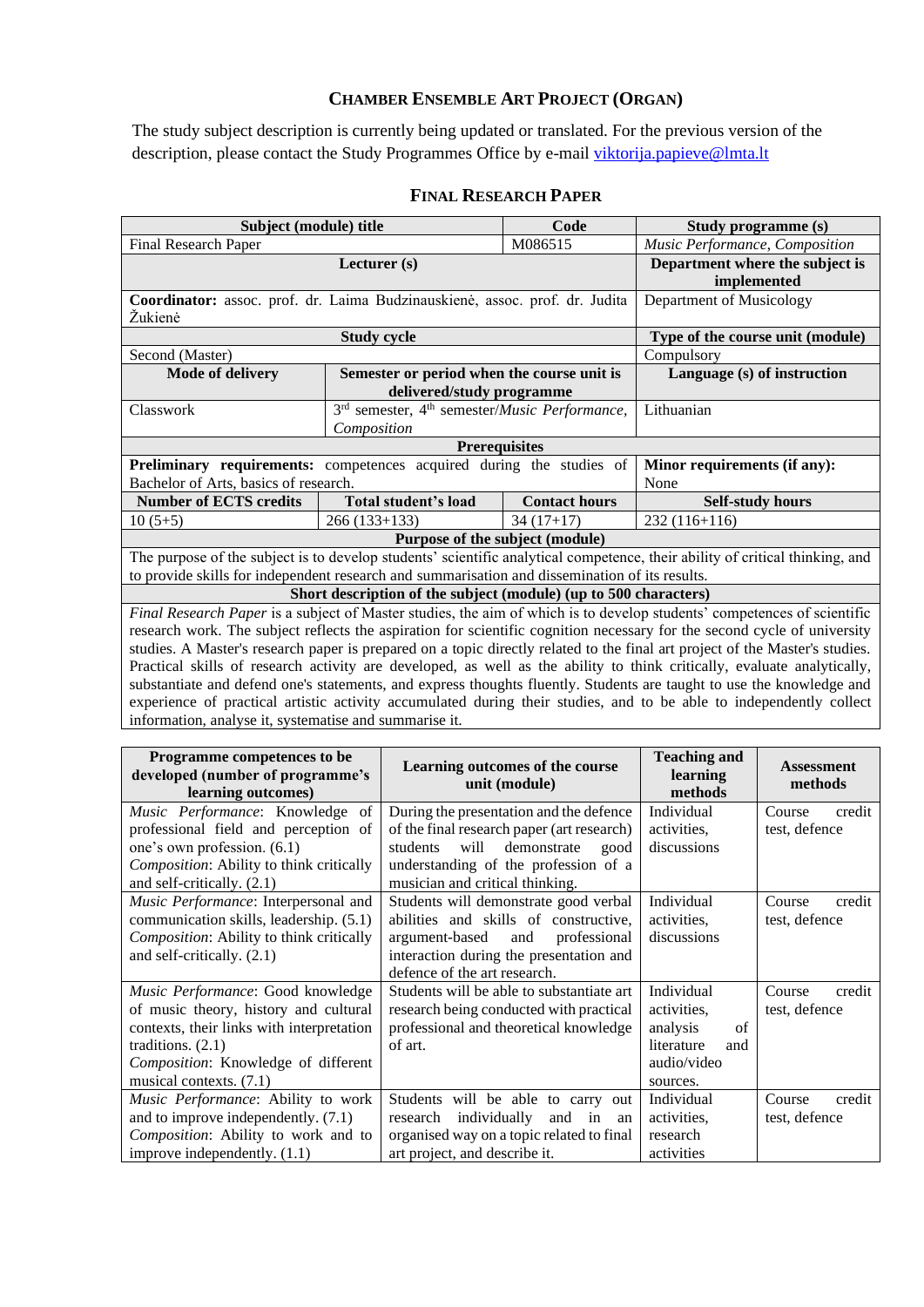## Chamber Ensemble Art Project (Organ)

The study subject description is currently being updated or translated. For the previous version of the description, please contact the Study Programmes Office by e-mail viktorija.papieve@lmta.lt

## Final Research Paper

| Subject (module) title | | Code | Study programme (s) |
|---|---|---|---|
| Final Research Paper | | M086515 | *Music Performance, Composition* |
| Lecturer (s) | | | Department where the subject is implemented |
| **Coordinator:** assoc. prof. dr. Laima Budzinauskienė, assoc. prof. dr. Judita Žukienė | | | Department of Musicology |
| Study cycle | | | Type of the course unit (module) |
| Second (Master) | | | Compulsory |
| Mode of delivery | Semester or period when the course unit is delivered/study programme | | Language (s) of instruction |
| Classwork | 3rd semester, 4th semester/*Music Performance, Composition* | | Lithuanian |
| Prerequisites | | | |
| **Preliminary requirements:** competences acquired during the studies of Bachelor of Arts, basics of research. | | | **Minor requirements (if any):** None |
| Number of ECTS credits | Total student's load | Contact hours | Self-study hours |
| 10 (5+5) | 266 (133+133) | 34 (17+17) | 232 (116+116) |
| Purpose of the subject (module) | | | |
| The purpose of the subject is to develop students' scientific analytical competence, their ability of critical thinking, and to provide skills for independent research and summarisation and dissemination of its results. | | | |
| Short description of the subject (module) (up to 500 characters) | | | |
| *Final Research Paper* is a subject of Master studies, the aim of which is to develop students' competences of scientific research work. The subject reflects the aspiration for scientific cognition necessary for the second cycle of university studies. A Master's research paper is prepared on a topic directly related to the final art project of the Master's studies. Practical skills of research activity are developed, as well as the ability to think critically, evaluate analytically, substantiate and defend one's statements, and express thoughts fluently. Students are taught to use the knowledge and experience of practical artistic activity accumulated during their studies, and to be able to independently collect information, analyse it, systematise and summarise it. | | | |

| Programme competences to be developed (number of programme's learning outcomes) | Learning outcomes of the course unit (module) | Teaching and learning methods | Assessment methods |
|---|---|---|---|
| *Music Performance*: Knowledge of professional field and perception of one's own profession. (6.1) *Composition*: Ability to think critically and self-critically. (2.1) | During the presentation and the defence of the final research paper (art research) students will demonstrate good understanding of the profession of a musician and critical thinking. | Individual activities, discussions | Course credit test, defence |
| *Music Performance*: Interpersonal and communication skills, leadership. (5.1) *Composition*: Ability to think critically and self-critically. (2.1) | Students will demonstrate good verbal abilities and skills of constructive, argument-based and professional interaction during the presentation and defence of the art research. | Individual activities, discussions | Course credit test, defence |
| *Music Performance*: Good knowledge of music theory, history and cultural contexts, their links with interpretation traditions. (2.1) *Composition*: Knowledge of different musical contexts. (7.1) | Students will be able to substantiate art research being conducted with practical professional and theoretical knowledge of art. | Individual activities, analysis of literature and audio/video sources. | Course credit test, defence |
| *Music Performance*: Ability to work and to improve independently. (7.1) *Composition*: Ability to work and to improve independently. (1.1) | Students will be able to carry out research individually and in an organised way on a topic related to final art project, and describe it. | Individual activities, research activities | Course credit test, defence |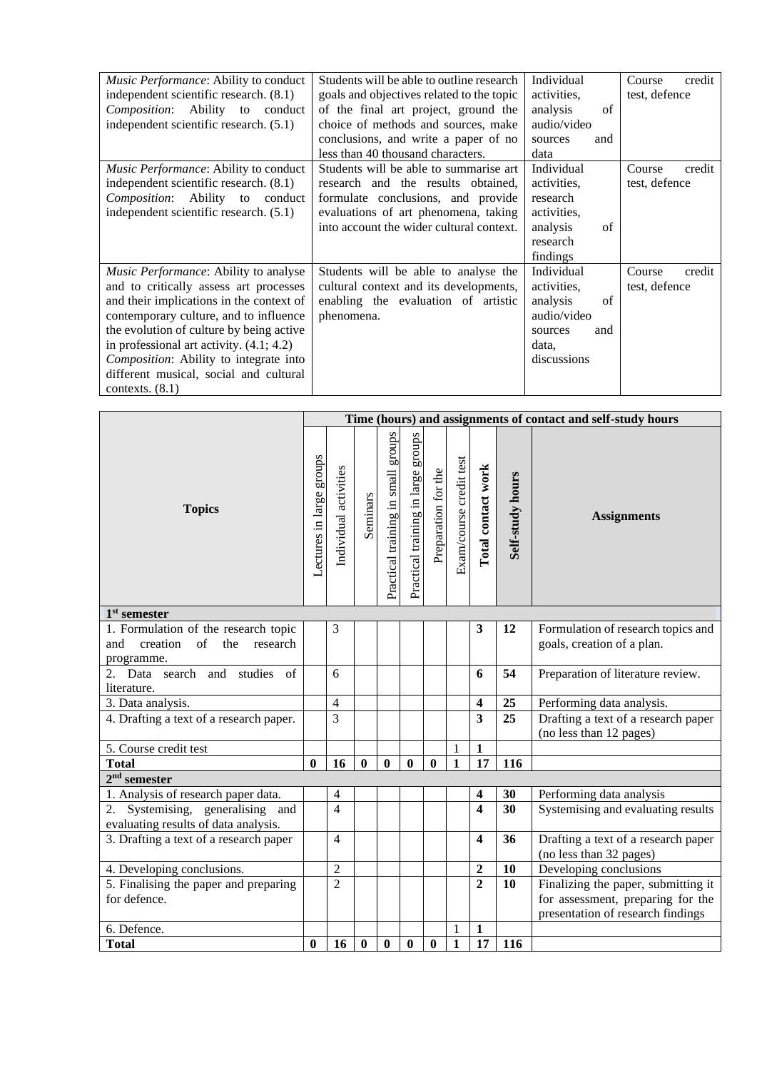| | | | |
|---|---|---|---|
| *Music Performance*: Ability to conduct independent scientific research. (8.1) *Composition*: Ability to conduct independent scientific research. (5.1) | Students will be able to outline research goals and objectives related to the topic of the final art project, ground the choice of methods and sources, make conclusions, and write a paper of no less than 40 thousand characters. | Individual activities, analysis of audio/video sources and data | Course credit test, defence |
| *Music Performance*: Ability to conduct independent scientific research. (8.1) *Composition*: Ability to conduct independent scientific research. (5.1) | Students will be able to summarise art research and the results obtained, formulate conclusions, and provide evaluations of art phenomena, taking into account the wider cultural context. | Individual activities, research activities, analysis of research findings | Course credit test, defence |
| *Music Performance*: Ability to analyse and to critically assess art processes and their implications in the context of contemporary culture, and to influence the evolution of culture by being active in professional art activity. (4.1; 4.2) *Composition*: Ability to integrate into different musical, social and cultural contexts. (8.1) | Students will be able to analyse the cultural context and its developments, enabling the evaluation of artistic phenomena. | Individual activities, analysis of audio/video sources and data, discussions | Course credit test, defence |

| Topics | Time (hours) and assignments of contact and self-study hours | | | | | | | | | |
|---|---|---|---|---|---|---|---|---|---|---|
| | Lectures in large groups | Individual activities | Seminars | Practical training in small groups | Practical training in large groups | Preparation for the | Exam/course credit test | **Total contact work** | **Self-study hours** | **Assignments** |
| **1st semester** | | | | | | | | | | |
| 1. Formulation of the research topic and creation of the research programme. | | 3 | | | | | | **3** | **12** | Formulation of research topics and goals, creation of a plan. |
| 2. Data search and studies of literature. | | 6 | | | | | | **6** | **54** | Preparation of literature review. |
| 3. Data analysis. | | 4 | | | | | | **4** | **25** | Performing data analysis. |
| 4. Drafting a text of a research paper. | | 3 | | | | | | **3** | **25** | Drafting a text of a research paper (no less than 12 pages) |
| 5. Course credit test | | | | | | | 1 | **1** | | |
| **Total** | **0** | **16** | **0** | **0** | **0** | **0** | **1** | **17** | **116** | |
| **2nd semester** | | | | | | | | | | |
| 1. Analysis of research paper data. | | 4 | | | | | | **4** | **30** | Performing data analysis |
| 2. Systemising, generalising and evaluating results of data analysis. | | 4 | | | | | | **4** | **30** | Systemising and evaluating results |
| 3. Drafting a text of a research paper | | 4 | | | | | | **4** | **36** | Drafting a text of a research paper (no less than 32 pages) |
| 4. Developing conclusions. | | 2 | | | | | | **2** | **10** | Developing conclusions |
| 5. Finalising the paper and preparing for defence. | | 2 | | | | | | **2** | **10** | Finalizing the paper, submitting it for assessment, preparing for the presentation of research findings |
| 6. Defence. | | | | | | | 1 | **1** | | |
| **Total** | **0** | **16** | **0** | **0** | **0** | **0** | **1** | **17** | **116** | |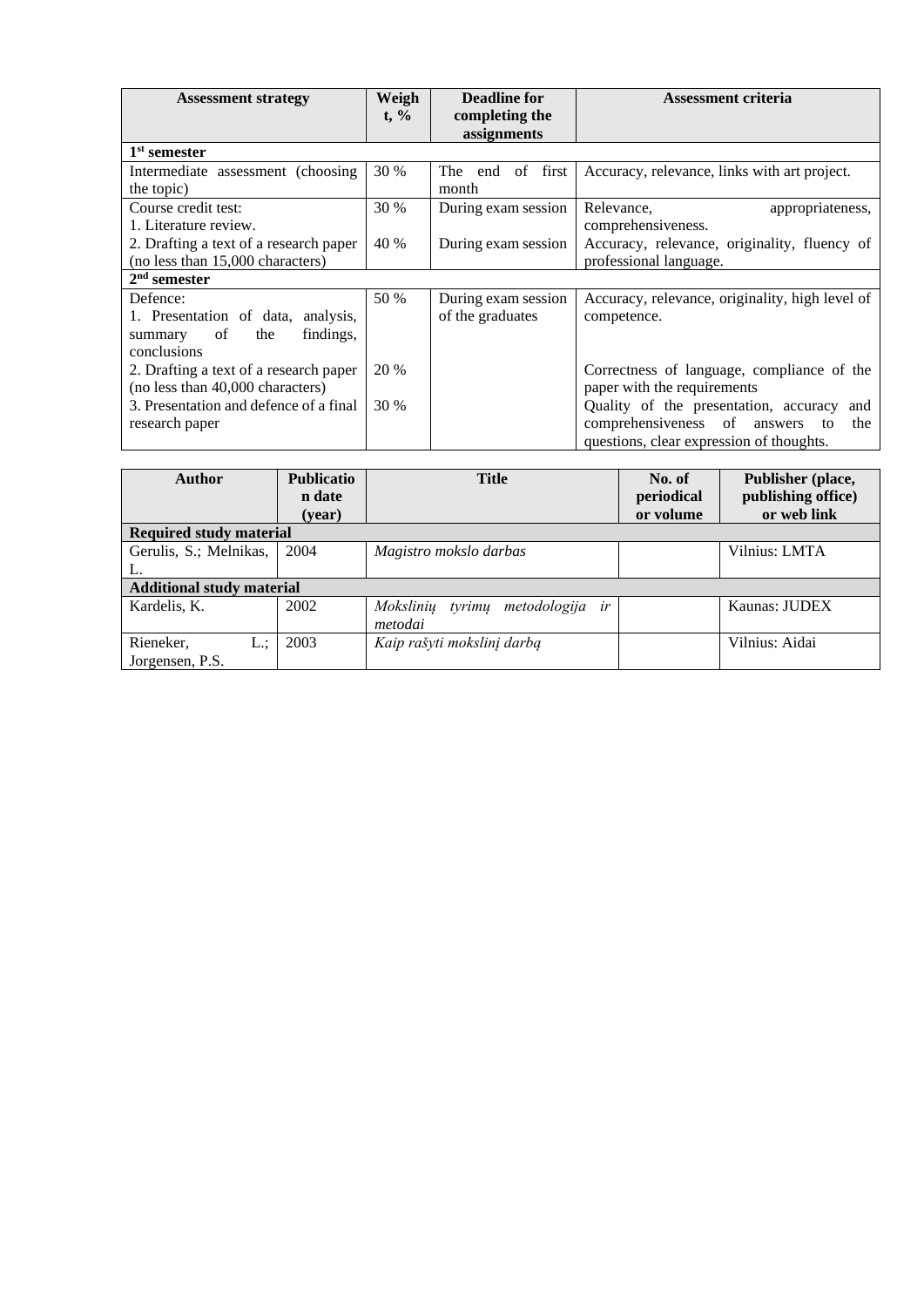| Assessment strategy | Weight, % | Deadline for completing the assignments | Assessment criteria |
|---|---|---|---|
| **1st semester** | | | |
| Intermediate assessment (choosing the topic) | 30 % | The end of first month | Accuracy, relevance, links with art project. |
| Course credit test:<br>1. Literature review. | 30 % | During exam session | Relevance, appropriateness, comprehensiveness. |
| 2. Drafting a text of a research paper (no less than 15,000 characters) | 40 % | During exam session | Accuracy, relevance, originality, fluency of professional language. |
| **2nd semester** | | | |
| Defence:<br>1. Presentation of data, analysis, summary of the findings, conclusions | 50 % | During exam session of the graduates | Accuracy, relevance, originality, high level of competence. |
| 2. Drafting a text of a research paper (no less than 40,000 characters) | 20 % | | Correctness of language, compliance of the paper with the requirements |
| 3. Presentation and defence of a final research paper | 30 % | | Quality of the presentation, accuracy and comprehensiveness of answers to the questions, clear expression of thoughts. |

| Author | Publication date (year) | Title | No. of periodical or volume | Publisher (place, publishing office) or web link |
|---|---|---|---|---|
| **Required study material** | | | | |
| Gerulis, S.; Melnikas, L. | 2004 | *Magistro mokslo darbas* | | Vilnius: LMTA |
| **Additional study material** | | | | |
| Kardelis, K. | 2002 | *Mokslinių tyrimų metodologija ir metodai* | | Kaunas: JUDEX |
| Rieneker, L.; Jorgensen, P.S. | 2003 | *Kaip rašyti mokslinį darbą* | | Vilnius: Aidai |